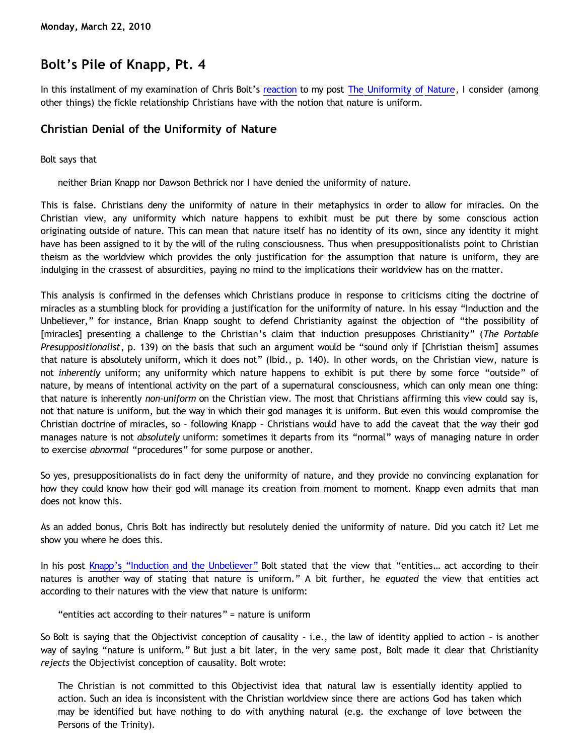**Monday, March 22, 2010**

# Bolt's Pile of Knapp, Pt. 4

In this installment of my examination of Chris Bolt's reaction to my post The Uniformity of Nature, I consider (among other things) the fickle relationship Christians have with the notion that nature is uniform.

## Christian Denial of the Uniformity of Nature

Bolt says that

> neither Brian Knapp nor Dawson Bethrick nor I have denied the uniformity of nature.

This is false. Christians deny the uniformity of nature in their metaphysics in order to allow for miracles. On the Christian view, any uniformity which nature happens to exhibit must be put there by some conscious action originating outside of nature. This can mean that nature itself has no identity of its own, since any identity it might have has been assigned to it by the will of the ruling consciousness. Thus when presuppositionalists point to Christian theism as the worldview which provides the only justification for the assumption that nature is uniform, they are indulging in the crassest of absurdities, paying no mind to the implications their worldview has on the matter.

This analysis is confirmed in the defenses which Christians produce in response to criticisms citing the doctrine of miracles as a stumbling block for providing a justification for the uniformity of nature. In his essay "Induction and the Unbeliever," for instance, Brian Knapp sought to defend Christianity against the objection of "the possibility of [miracles] presenting a challenge to the Christian's claim that induction presupposes Christianity" (*The Portable Presuppositionalist*, p. 139) on the basis that such an argument would be "sound only if [Christian theism] assumes that nature is absolutely uniform, which it does not" (Ibid., p. 140). In other words, on the Christian view, nature is not *inherently* uniform; any uniformity which nature happens to exhibit is put there by some force "outside" of nature, by means of intentional activity on the part of a supernatural consciousness, which can only mean one thing: that nature is inherently *non-uniform* on the Christian view. The most that Christians affirming this view could say is, not that nature is uniform, but the way in which their god manages it is uniform. But even this would compromise the Christian doctrine of miracles, so – following Knapp – Christians would have to add the caveat that the way their god manages nature is not *absolutely* uniform: sometimes it departs from its "normal" ways of managing nature in order to exercise *abnormal* "procedures" for some purpose or another.

So yes, presuppositionalists do in fact deny the uniformity of nature, and they provide no convincing explanation for how they could know how their god will manage its creation from moment to moment. Knapp even admits that man does not know this.

As an added bonus, Chris Bolt has indirectly but resolutely denied the uniformity of nature. Did you catch it? Let me show you where he does this.

In his post Knapp's "Induction and the Unbeliever" Bolt stated that the view that "entities… act according to their natures is another way of stating that nature is uniform." A bit further, he *equated* the view that entities act according to their natures with the view that nature is uniform:

> "entities act according to their natures" = nature is uniform

So Bolt is saying that the Objectivist conception of causality – i.e., the law of identity applied to action – is another way of saying "nature is uniform." But just a bit later, in the very same post, Bolt made it clear that Christianity *rejects* the Objectivist conception of causality. Bolt wrote:

> The Christian is not committed to this Objectivist idea that natural law is essentially identity applied to action. Such an idea is inconsistent with the Christian worldview since there are actions God has taken which may be identified but have nothing to do with anything natural (e.g. the exchange of love between the Persons of the Trinity).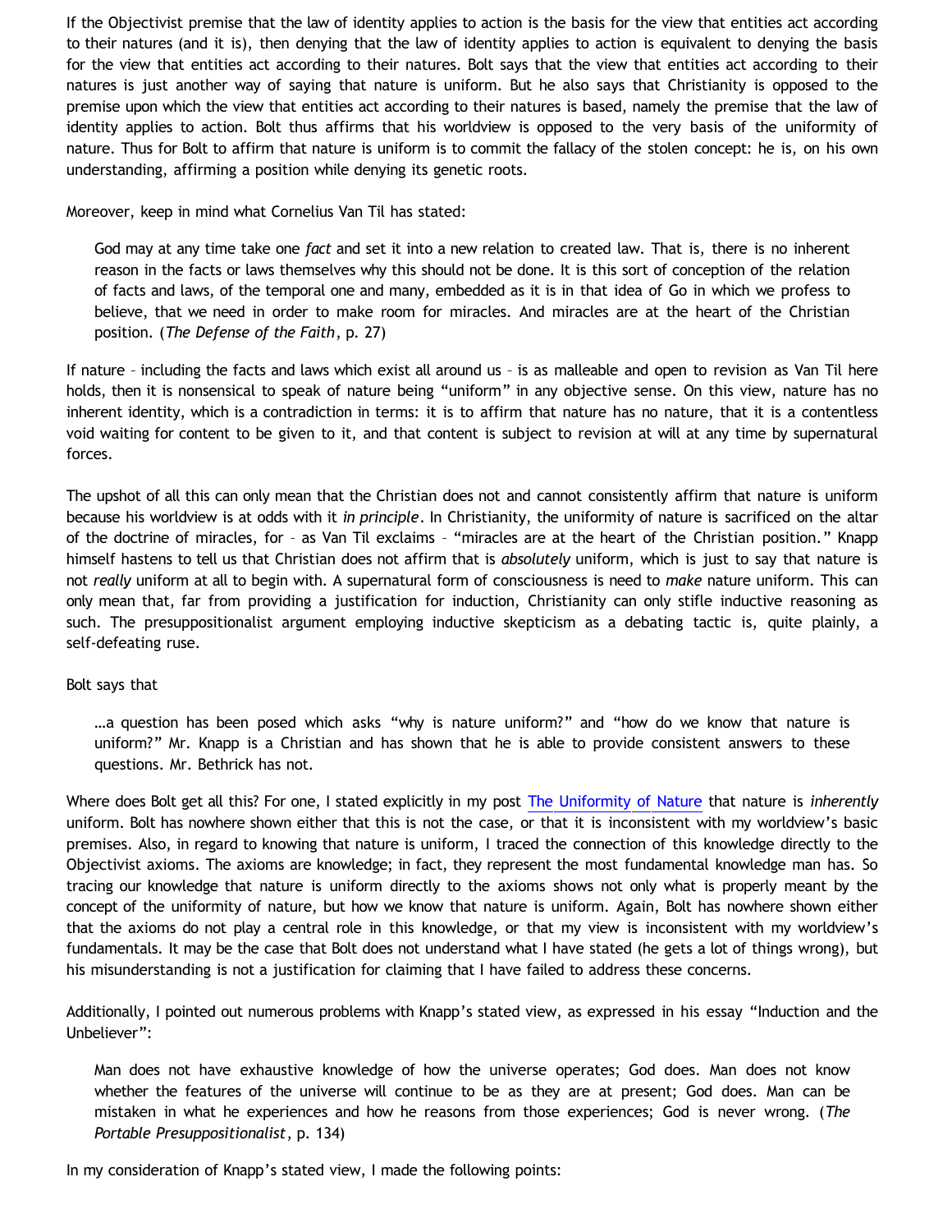If the Objectivist premise that the law of identity applies to action is the basis for the view that entities act according to their natures (and it is), then denying that the law of identity applies to action is equivalent to denying the basis for the view that entities act according to their natures. Bolt says that the view that entities act according to their natures is just another way of saying that nature is uniform. But he also says that Christianity is opposed to the premise upon which the view that entities act according to their natures is based, namely the premise that the law of identity applies to action. Bolt thus affirms that his worldview is opposed to the very basis of the uniformity of nature. Thus for Bolt to affirm that nature is uniform is to commit the fallacy of the stolen concept: he is, on his own understanding, affirming a position while denying its genetic roots.

Moreover, keep in mind what Cornelius Van Til has stated:

> God may at any time take one *fact* and set it into a new relation to created law. That is, there is no inherent reason in the facts or laws themselves why this should not be done. It is this sort of conception of the relation of facts and laws, of the temporal one and many, embedded as it is in that idea of Go in which we profess to believe, that we need in order to make room for miracles. And miracles are at the heart of the Christian position. (*The Defense of the Faith*, p. 27)

If nature – including the facts and laws which exist all around us – is as malleable and open to revision as Van Til here holds, then it is nonsensical to speak of nature being "uniform" in any objective sense. On this view, nature has no inherent identity, which is a contradiction in terms: it is to affirm that nature has no nature, that it is a contentless void waiting for content to be given to it, and that content is subject to revision at will at any time by supernatural forces.

The upshot of all this can only mean that the Christian does not and cannot consistently affirm that nature is uniform because his worldview is at odds with it *in principle*. In Christianity, the uniformity of nature is sacrificed on the altar of the doctrine of miracles, for – as Van Til exclaims – "miracles are at the heart of the Christian position." Knapp himself hastens to tell us that Christian does not affirm that is *absolutely* uniform, which is just to say that nature is not *really* uniform at all to begin with. A supernatural form of consciousness is need to *make* nature uniform. This can only mean that, far from providing a justification for induction, Christianity can only stifle inductive reasoning as such. The presuppositionalist argument employing inductive skepticism as a debating tactic is, quite plainly, a self-defeating ruse.

Bolt says that

> …a question has been posed which asks "why is nature uniform?" and "how do we know that nature is uniform?" Mr. Knapp is a Christian and has shown that he is able to provide consistent answers to these questions. Mr. Bethrick has not.

Where does Bolt get all this? For one, I stated explicitly in my post The Uniformity of Nature that nature is *inherently* uniform. Bolt has nowhere shown either that this is not the case, or that it is inconsistent with my worldview's basic premises. Also, in regard to knowing that nature is uniform, I traced the connection of this knowledge directly to the Objectivist axioms. The axioms are knowledge; in fact, they represent the most fundamental knowledge man has. So tracing our knowledge that nature is uniform directly to the axioms shows not only what is properly meant by the concept of the uniformity of nature, but how we know that nature is uniform. Again, Bolt has nowhere shown either that the axioms do not play a central role in this knowledge, or that my view is inconsistent with my worldview's fundamentals. It may be the case that Bolt does not understand what I have stated (he gets a lot of things wrong), but his misunderstanding is not a justification for claiming that I have failed to address these concerns.

Additionally, I pointed out numerous problems with Knapp's stated view, as expressed in his essay "Induction and the Unbeliever":

> Man does not have exhaustive knowledge of how the universe operates; God does. Man does not know whether the features of the universe will continue to be as they are at present; God does. Man can be mistaken in what he experiences and how he reasons from those experiences; God is never wrong. (*The Portable Presuppositionalist*, p. 134)

In my consideration of Knapp's stated view, I made the following points: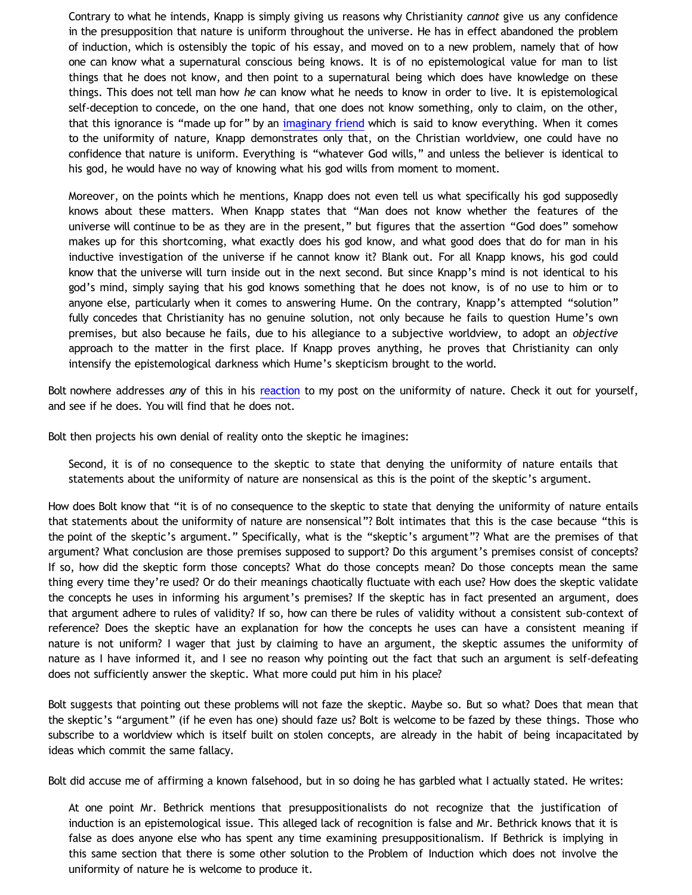> Contrary to what he intends, Knapp is simply giving us reasons why Christianity *cannot* give us any confidence in the presupposition that nature is uniform throughout the universe. He has in effect abandoned the problem of induction, which is ostensibly the topic of his essay, and moved on to a new problem, namely that of how one can know what a supernatural conscious being knows. It is of no epistemological value for man to list things that he does not know, and then point to a supernatural being which does have knowledge on these things. This does not tell man how *he* can know what he needs to know in order to live. It is epistemological self-deception to concede, on the one hand, that one does not know something, only to claim, on the other, that this ignorance is "made up for" by an imaginary friend which is said to know everything. When it comes to the uniformity of nature, Knapp demonstrates only that, on the Christian worldview, one could have no confidence that nature is uniform. Everything is "whatever God wills," and unless the believer is identical to his god, he would have no way of knowing what his god wills from moment to moment.
>
> Moreover, on the points which he mentions, Knapp does not even tell us what specifically his god supposedly knows about these matters. When Knapp states that "Man does not know whether the features of the universe will continue to be as they are in the present," but figures that the assertion "God does" somehow makes up for this shortcoming, what exactly does his god know, and what good does that do for man in his inductive investigation of the universe if he cannot know it? Blank out. For all Knapp knows, his god could know that the universe will turn inside out in the next second. But since Knapp's mind is not identical to his god's mind, simply saying that his god knows something that he does not know, is of no use to him or to anyone else, particularly when it comes to answering Hume. On the contrary, Knapp's attempted "solution" fully concedes that Christianity has no genuine solution, not only because he fails to question Hume's own premises, but also because he fails, due to his allegiance to a subjective worldview, to adopt an *objective* approach to the matter in the first place. If Knapp proves anything, he proves that Christianity can only intensify the epistemological darkness which Hume's skepticism brought to the world.

Bolt nowhere addresses *any* of this in his reaction to my post on the uniformity of nature. Check it out for yourself, and see if he does. You will find that he does not.

Bolt then projects his own denial of reality onto the skeptic he imagines:

> Second, it is of no consequence to the skeptic to state that denying the uniformity of nature entails that statements about the uniformity of nature are nonsensical as this is the point of the skeptic's argument.

How does Bolt know that "it is of no consequence to the skeptic to state that denying the uniformity of nature entails that statements about the uniformity of nature are nonsensical"? Bolt intimates that this is the case because "this is the point of the skeptic's argument." Specifically, what is the "skeptic's argument"? What are the premises of that argument? What conclusion are those premises supposed to support? Do this argument's premises consist of concepts? If so, how did the skeptic form those concepts? What do those concepts mean? Do those concepts mean the same thing every time they're used? Or do their meanings chaotically fluctuate with each use? How does the skeptic validate the concepts he uses in informing his argument's premises? If the skeptic has in fact presented an argument, does that argument adhere to rules of validity? If so, how can there be rules of validity without a consistent sub-context of reference? Does the skeptic have an explanation for how the concepts he uses can have a consistent meaning if nature is not uniform? I wager that just by claiming to have an argument, the skeptic assumes the uniformity of nature as I have informed it, and I see no reason why pointing out the fact that such an argument is self-defeating does not sufficiently answer the skeptic. What more could put him in his place?

Bolt suggests that pointing out these problems will not faze the skeptic. Maybe so. But so what? Does that mean that the skeptic's "argument" (if he even has one) should faze us? Bolt is welcome to be fazed by these things. Those who subscribe to a worldview which is itself built on stolen concepts, are already in the habit of being incapacitated by ideas which commit the same fallacy.

Bolt did accuse me of affirming a known falsehood, but in so doing he has garbled what I actually stated. He writes:

> At one point Mr. Bethrick mentions that presuppositionalists do not recognize that the justification of induction is an epistemological issue. This alleged lack of recognition is false and Mr. Bethrick knows that it is false as does anyone else who has spent any time examining presuppositionalism. If Bethrick is implying in this same section that there is some other solution to the Problem of Induction which does not involve the uniformity of nature he is welcome to produce it.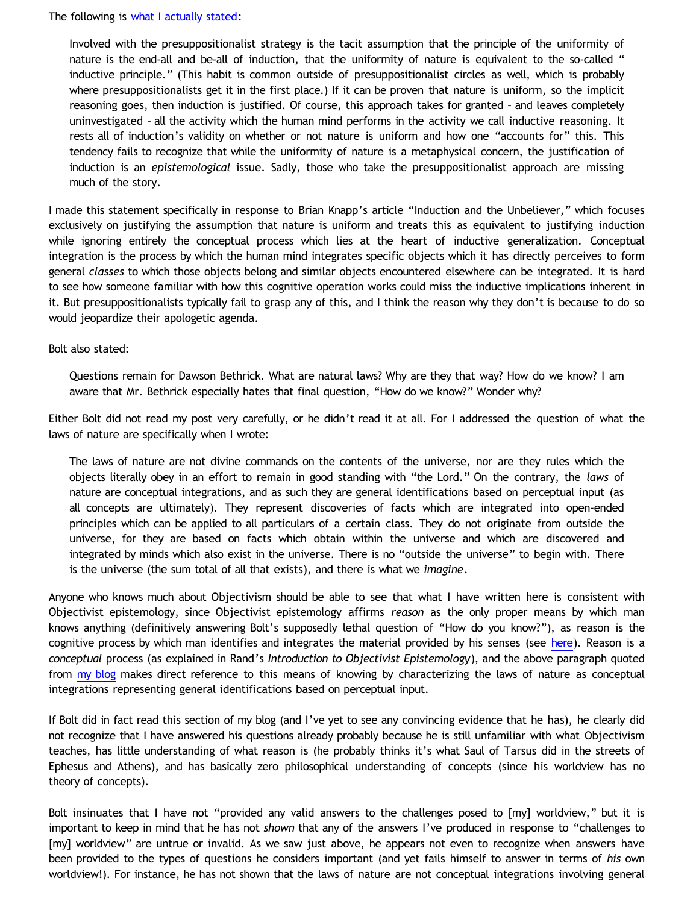The following is [what I actually stated](#):

> Involved with the presuppositionalist strategy is the tacit assumption that the principle of the uniformity of nature is the end-all and be-all of induction, that the uniformity of nature is equivalent to the so-called " inductive principle." (This habit is common outside of presuppositionalist circles as well, which is probably where presuppositionalists get it in the first place.) If it can be proven that nature is uniform, so the implicit reasoning goes, then induction is justified. Of course, this approach takes for granted – and leaves completely uninvestigated – all the activity which the human mind performs in the activity we call inductive reasoning. It rests all of induction's validity on whether or not nature is uniform and how one "accounts for" this. This tendency fails to recognize that while the uniformity of nature is a metaphysical concern, the justification of induction is an *epistemological* issue. Sadly, those who take the presuppositionalist approach are missing much of the story.

I made this statement specifically in response to Brian Knapp's article "Induction and the Unbeliever," which focuses exclusively on justifying the assumption that nature is uniform and treats this as equivalent to justifying induction while ignoring entirely the conceptual process which lies at the heart of inductive generalization. Conceptual integration is the process by which the human mind integrates specific objects which it has directly perceives to form general *classes* to which those objects belong and similar objects encountered elsewhere can be integrated. It is hard to see how someone familiar with how this cognitive operation works could miss the inductive implications inherent in it. But presuppositionalists typically fail to grasp any of this, and I think the reason why they don't is because to do so would jeopardize their apologetic agenda.

Bolt also stated:

> Questions remain for Dawson Bethrick. What are natural laws? Why are they that way? How do we know? I am aware that Mr. Bethrick especially hates that final question, "How do we know?" Wonder why?

Either Bolt did not read my post very carefully, or he didn't read it at all. For I addressed the question of what the laws of nature are specifically when I wrote:

> The laws of nature are not divine commands on the contents of the universe, nor are they rules which the objects literally obey in an effort to remain in good standing with "the Lord." On the contrary, the *laws* of nature are conceptual integrations, and as such they are general identifications based on perceptual input (as all concepts are ultimately). They represent discoveries of facts which are integrated into open-ended principles which can be applied to all particulars of a certain class. They do not originate from outside the universe, for they are based on facts which obtain within the universe and which are discovered and integrated by minds which also exist in the universe. There is no "outside the universe" to begin with. There is the universe (the sum total of all that exists), and there is what we *imagine*.

Anyone who knows much about Objectivism should be able to see that what I have written here is consistent with Objectivist epistemology, since Objectivist epistemology affirms *reason* as the only proper means by which man knows anything (definitively answering Bolt's supposedly lethal question of "How do you know?"), as reason is the cognitive process by which man identifies and integrates the material provided by his senses (see [here](#)). Reason is a *conceptual* process (as explained in Rand's *Introduction to Objectivist Epistemology*), and the above paragraph quoted from [my blog](#) makes direct reference to this means of knowing by characterizing the laws of nature as conceptual integrations representing general identifications based on perceptual input.

If Bolt did in fact read this section of my blog (and I've yet to see any convincing evidence that he has), he clearly did not recognize that I have answered his questions already probably because he is still unfamiliar with what Objectivism teaches, has little understanding of what reason is (he probably thinks it's what Saul of Tarsus did in the streets of Ephesus and Athens), and has basically zero philosophical understanding of concepts (since his worldview has no theory of concepts).

Bolt insinuates that I have not "provided any valid answers to the challenges posed to [my] worldview," but it is important to keep in mind that he has not *shown* that any of the answers I've produced in response to "challenges to [my] worldview" are untrue or invalid. As we saw just above, he appears not even to recognize when answers have been provided to the types of questions he considers important (and yet fails himself to answer in terms of *his* own worldview!). For instance, he has not shown that the laws of nature are not conceptual integrations involving general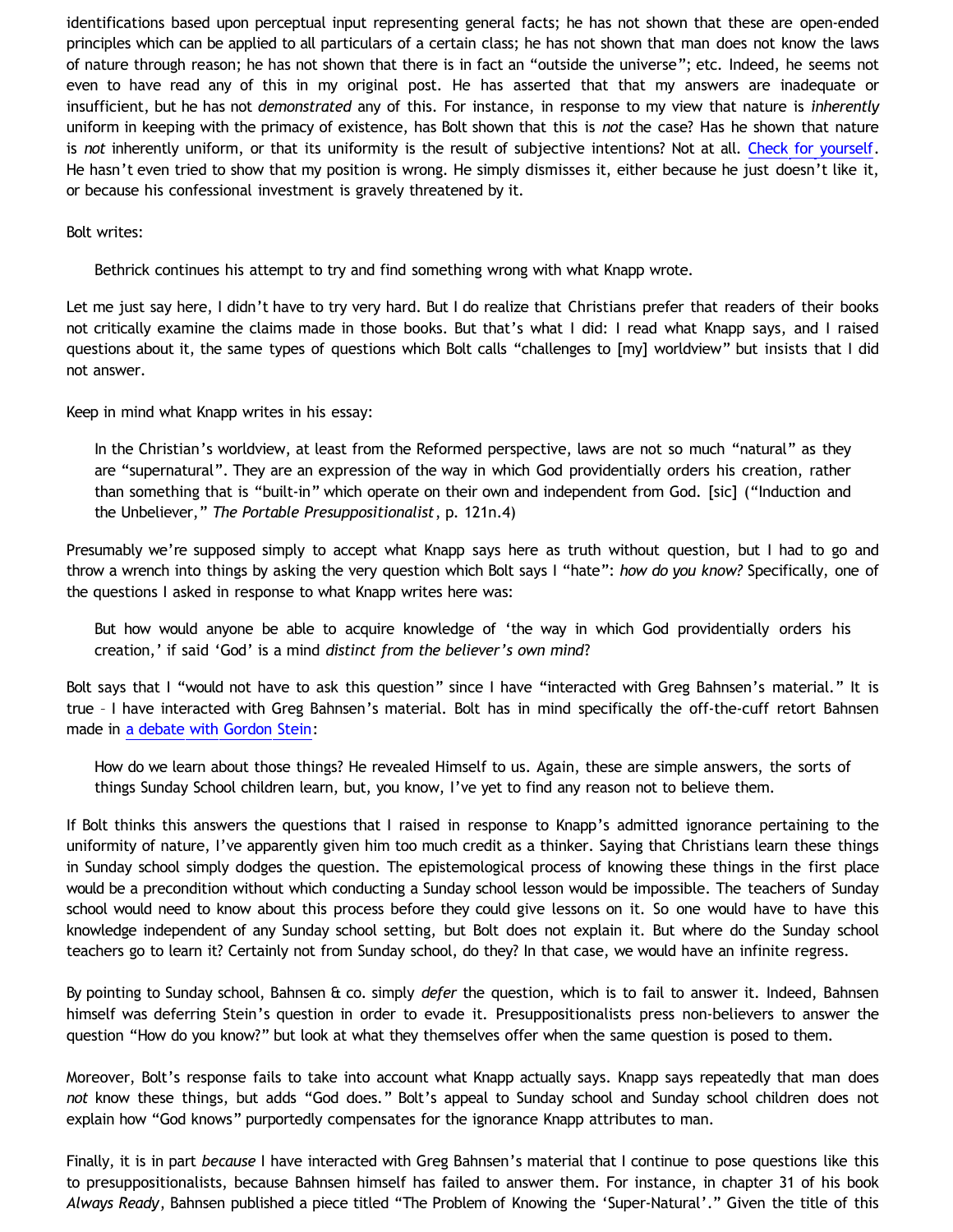identifications based upon perceptual input representing general facts; he has not shown that these are open-ended principles which can be applied to all particulars of a certain class; he has not shown that man does not know the laws of nature through reason; he has not shown that there is in fact an "outside the universe"; etc. Indeed, he seems not even to have read any of this in my original post. He has asserted that that my answers are inadequate or insufficient, but he has not *demonstrated* any of this. For instance, in response to my view that nature is *inherently* uniform in keeping with the primacy of existence, has Bolt shown that this is *not* the case? Has he shown that nature is *not* inherently uniform, or that its uniformity is the result of subjective intentions? Not at all. Check for yourself. He hasn't even tried to show that my position is wrong. He simply dismisses it, either because he just doesn't like it, or because his confessional investment is gravely threatened by it.

Bolt writes:

> Bethrick continues his attempt to try and find something wrong with what Knapp wrote.

Let me just say here, I didn't have to try very hard. But I do realize that Christians prefer that readers of their books not critically examine the claims made in those books. But that's what I did: I read what Knapp says, and I raised questions about it, the same types of questions which Bolt calls "challenges to [my] worldview" but insists that I did not answer.

Keep in mind what Knapp writes in his essay:

> In the Christian's worldview, at least from the Reformed perspective, laws are not so much "natural" as they are "supernatural". They are an expression of the way in which God providentially orders his creation, rather than something that is "built-in" which operate on their own and independent from God. [sic] ("Induction and the Unbeliever," *The Portable Presuppositionalist*, p. 121n.4)

Presumably we're supposed simply to accept what Knapp says here as truth without question, but I had to go and throw a wrench into things by asking the very question which Bolt says I "hate": *how do you know?* Specifically, one of the questions I asked in response to what Knapp writes here was:

> But how would anyone be able to acquire knowledge of 'the way in which God providentially orders his creation,' if said 'God' is a mind *distinct from the believer's own mind*?

Bolt says that I "would not have to ask this question" since I have "interacted with Greg Bahnsen's material." It is true – I have interacted with Greg Bahnsen's material. Bolt has in mind specifically the off-the-cuff retort Bahnsen made in a debate with Gordon Stein:

> How do we learn about those things? He revealed Himself to us. Again, these are simple answers, the sorts of things Sunday School children learn, but, you know, I've yet to find any reason not to believe them.

If Bolt thinks this answers the questions that I raised in response to Knapp's admitted ignorance pertaining to the uniformity of nature, I've apparently given him too much credit as a thinker. Saying that Christians learn these things in Sunday school simply dodges the question. The epistemological process of knowing these things in the first place would be a precondition without which conducting a Sunday school lesson would be impossible. The teachers of Sunday school would need to know about this process before they could give lessons on it. So one would have to have this knowledge independent of any Sunday school setting, but Bolt does not explain it. But where do the Sunday school teachers go to learn it? Certainly not from Sunday school, do they? In that case, we would have an infinite regress.

By pointing to Sunday school, Bahnsen & co. simply *defer* the question, which is to fail to answer it. Indeed, Bahnsen himself was deferring Stein's question in order to evade it. Presuppositionalists press non-believers to answer the question "How do you know?" but look at what they themselves offer when the same question is posed to them.

Moreover, Bolt's response fails to take into account what Knapp actually says. Knapp says repeatedly that man does *not* know these things, but adds "God does." Bolt's appeal to Sunday school and Sunday school children does not explain how "God knows" purportedly compensates for the ignorance Knapp attributes to man.

Finally, it is in part *because* I have interacted with Greg Bahnsen's material that I continue to pose questions like this to presuppositionalists, because Bahnsen himself has failed to answer them. For instance, in chapter 31 of his book *Always Ready*, Bahnsen published a piece titled "The Problem of Knowing the 'Super-Natural'." Given the title of this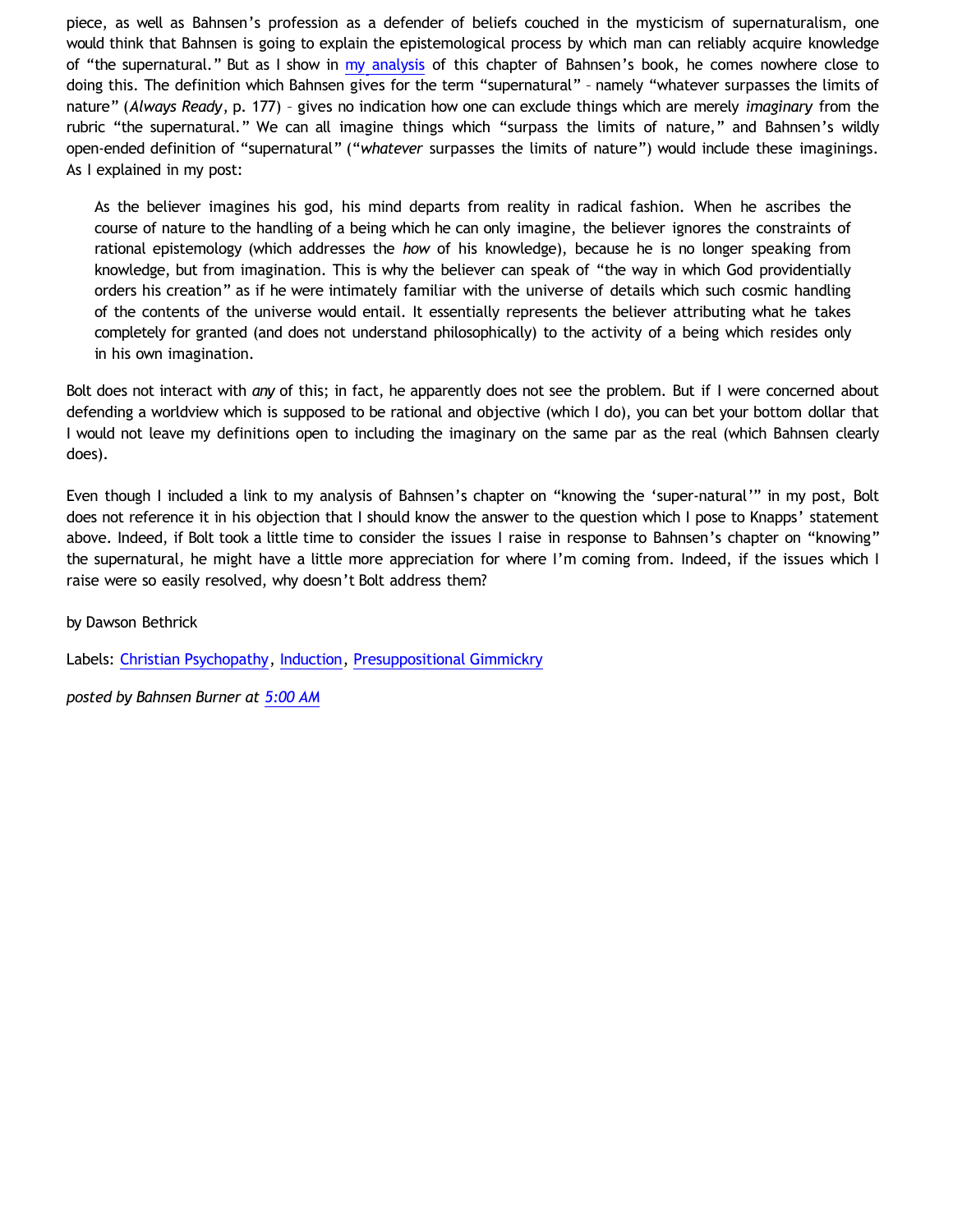piece, as well as Bahnsen's profession as a defender of beliefs couched in the mysticism of supernaturalism, one would think that Bahnsen is going to explain the epistemological process by which man can reliably acquire knowledge of "the supernatural." But as I show in my analysis of this chapter of Bahnsen's book, he comes nowhere close to doing this. The definition which Bahnsen gives for the term "supernatural" – namely "whatever surpasses the limits of nature" (*Always Ready*, p. 177) – gives no indication how one can exclude things which are merely *imaginary* from the rubric "the supernatural." We can all imagine things which "surpass the limits of nature," and Bahnsen's wildly open-ended definition of "supernatural" ("*whatever* surpasses the limits of nature") would include these imaginings. As I explained in my post:

> As the believer imagines his god, his mind departs from reality in radical fashion. When he ascribes the course of nature to the handling of a being which he can only imagine, the believer ignores the constraints of rational epistemology (which addresses the *how* of his knowledge), because he is no longer speaking from knowledge, but from imagination. This is why the believer can speak of "the way in which God providentially orders his creation" as if he were intimately familiar with the universe of details which such cosmic handling of the contents of the universe would entail. It essentially represents the believer attributing what he takes completely for granted (and does not understand philosophically) to the activity of a being which resides only in his own imagination.

Bolt does not interact with *any* of this; in fact, he apparently does not see the problem. But if I were concerned about defending a worldview which is supposed to be rational and objective (which I do), you can bet your bottom dollar that I would not leave my definitions open to including the imaginary on the same par as the real (which Bahnsen clearly does).

Even though I included a link to my analysis of Bahnsen's chapter on "knowing the 'super-natural'" in my post, Bolt does not reference it in his objection that I should know the answer to the question which I pose to Knapps' statement above. Indeed, if Bolt took a little time to consider the issues I raise in response to Bahnsen's chapter on "knowing" the supernatural, he might have a little more appreciation for where I'm coming from. Indeed, if the issues which I raise were so easily resolved, why doesn't Bolt address them?

by Dawson Bethrick

Labels: Christian Psychopathy, Induction, Presuppositional Gimmickry

*posted by Bahnsen Burner at 5:00 AM*